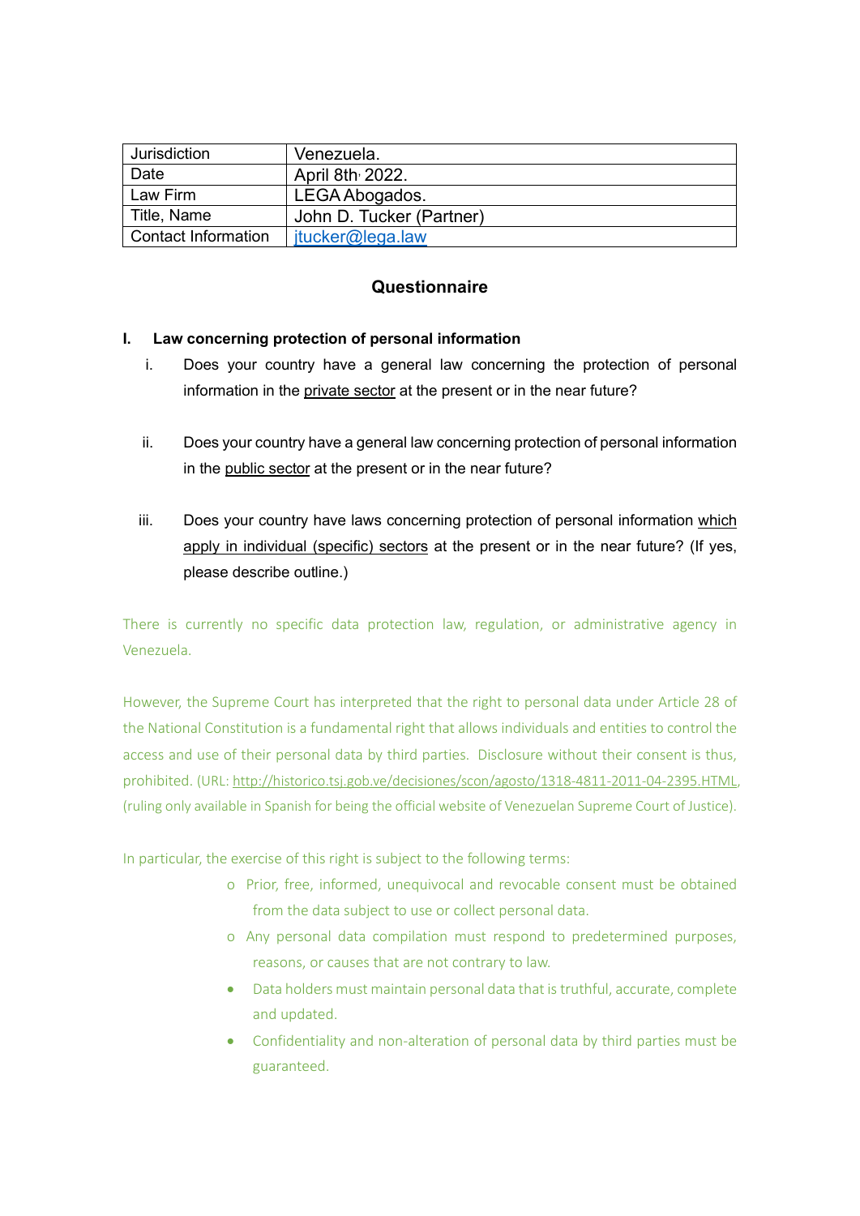| Jurisdiction | Venezuela. |
| --- | --- |
| Date | April 8th, 2022. |
| Law Firm | LEGA Abogados. |
| Title, Name | John D. Tucker (Partner) |
| Contact Information | jtucker@lega.law |

## Questionnaire

### I. Law concerning protection of personal information

i. Does your country have a general law concerning the protection of personal information in the private sector at the present or in the near future?

ii. Does your country have a general law concerning protection of personal information in the public sector at the present or in the near future?

iii. Does your country have laws concerning protection of personal information which apply in individual (specific) sectors at the present or in the near future? (If yes, please describe outline.)

There is currently no specific data protection law, regulation, or administrative agency in Venezuela.

However, the Supreme Court has interpreted that the right to personal data under Article 28 of the National Constitution is a fundamental right that allows individuals and entities to control the access and use of their personal data by third parties. Disclosure without their consent is thus, prohibited. (URL: http://historico.tsj.gob.ve/decisiones/scon/agosto/1318-4811-2011-04-2395.HTML, (ruling only available in Spanish for being the official website of Venezuelan Supreme Court of Justice).

In particular, the exercise of this right is subject to the following terms:

- Prior, free, informed, unequivocal and revocable consent must be obtained from the data subject to use or collect personal data.
- Any personal data compilation must respond to predetermined purposes, reasons, or causes that are not contrary to law.
- Data holders must maintain personal data that is truthful, accurate, complete and updated.
- Confidentiality and non-alteration of personal data by third parties must be guaranteed.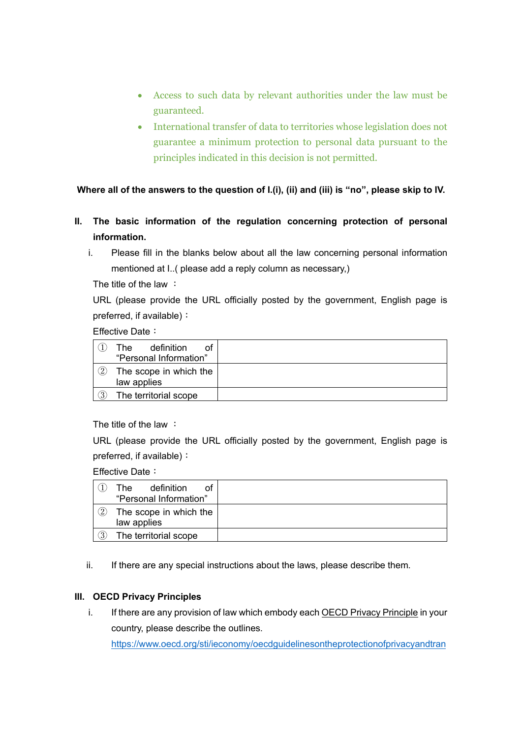- Access to such data by relevant authorities under the law must be guaranteed.
- International transfer of data to territories whose legislation does not guarantee a minimum protection to personal data pursuant to the principles indicated in this decision is not permitted.

**Where all of the answers to the question of I.(i), (ii) and (iii) is "no", please skip to IV.**

## II. The basic information of the regulation concerning protection of personal information.

i. Please fill in the blanks below about all the law concerning personal information mentioned at I..( please add a reply column as necessary,)

The title of the law ：

URL (please provide the URL officially posted by the government, English page is preferred, if available)：

Effective Date：

| | |
|---|---|
| ① The definition of "Personal Information" | |
| ② The scope in which the law applies | |
| ③ The territorial scope | |

The title of the law ：

URL (please provide the URL officially posted by the government, English page is preferred, if available)：

Effective Date：

| | |
|---|---|
| ① The definition of "Personal Information" | |
| ② The scope in which the law applies | |
| ③ The territorial scope | |

ii. If there are any special instructions about the laws, please describe them.

## III. OECD Privacy Principles

i. If there are any provision of law which embody each OECD Privacy Principle in your country, please describe the outlines.

https://www.oecd.org/sti/ieconomy/oecdguidelinesontheprotectionofprivacyandtran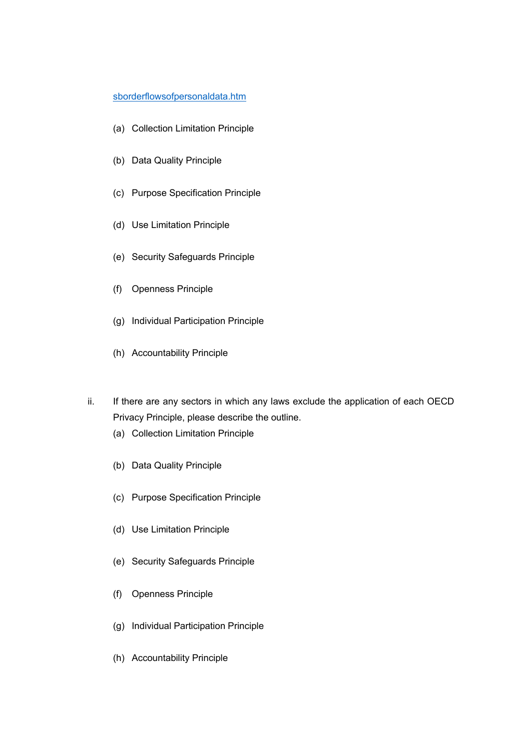sborderflowsofpersonaldata.htm

(a) Collection Limitation Principle

(b) Data Quality Principle

(c) Purpose Specification Principle

(d) Use Limitation Principle

(e) Security Safeguards Principle

(f) Openness Principle

(g) Individual Participation Principle

(h) Accountability Principle

ii. If there are any sectors in which any laws exclude the application of each OECD Privacy Principle, please describe the outline.

(a) Collection Limitation Principle

(b) Data Quality Principle

(c) Purpose Specification Principle

(d) Use Limitation Principle

(e) Security Safeguards Principle

(f) Openness Principle

(g) Individual Participation Principle

(h) Accountability Principle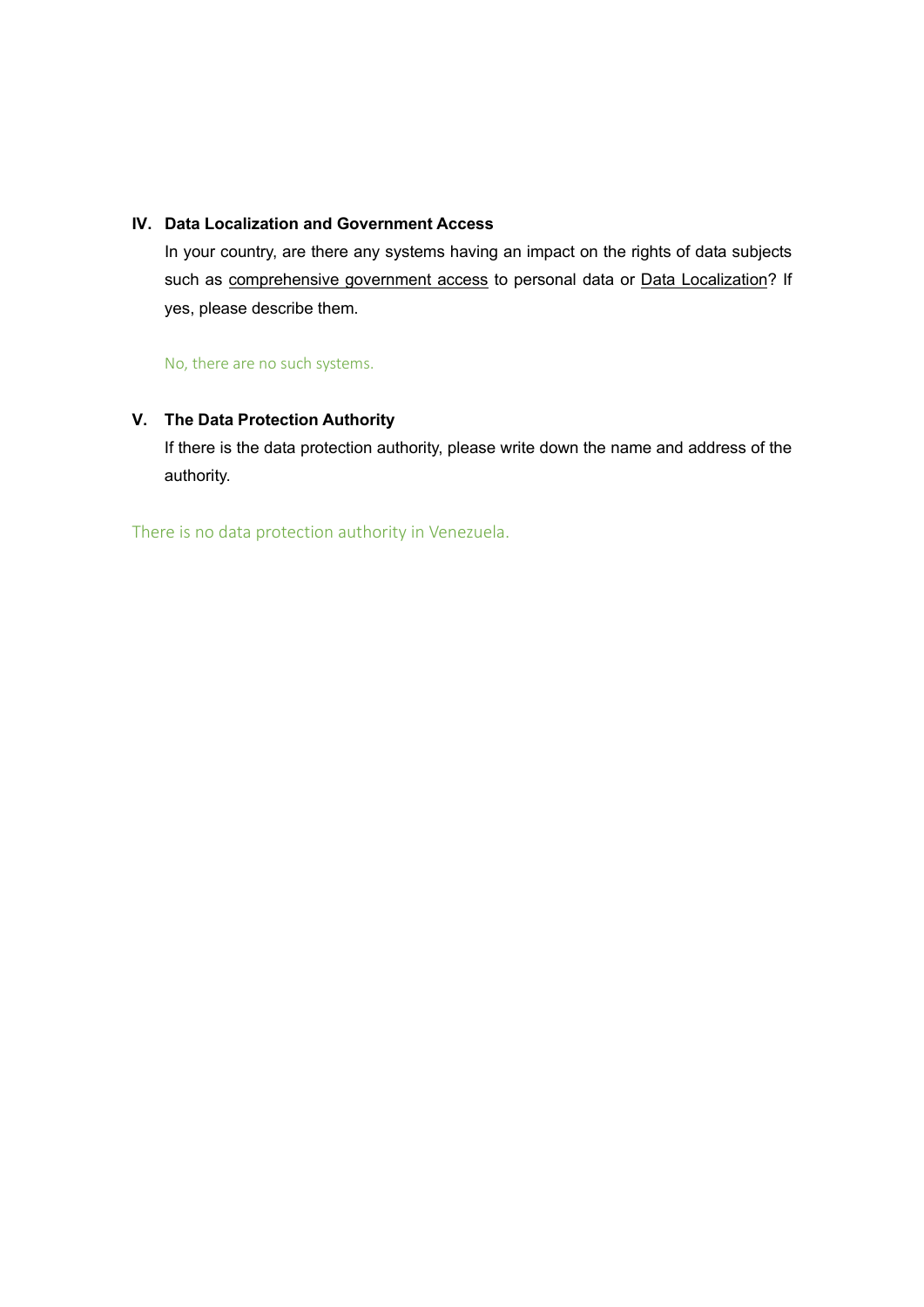## IV. Data Localization and Government Access

In your country, are there any systems having an impact on the rights of data subjects such as comprehensive government access to personal data or Data Localization? If yes, please describe them.

No, there are no such systems.

## V. The Data Protection Authority

If there is the data protection authority, please write down the name and address of the authority.

There is no data protection authority in Venezuela.